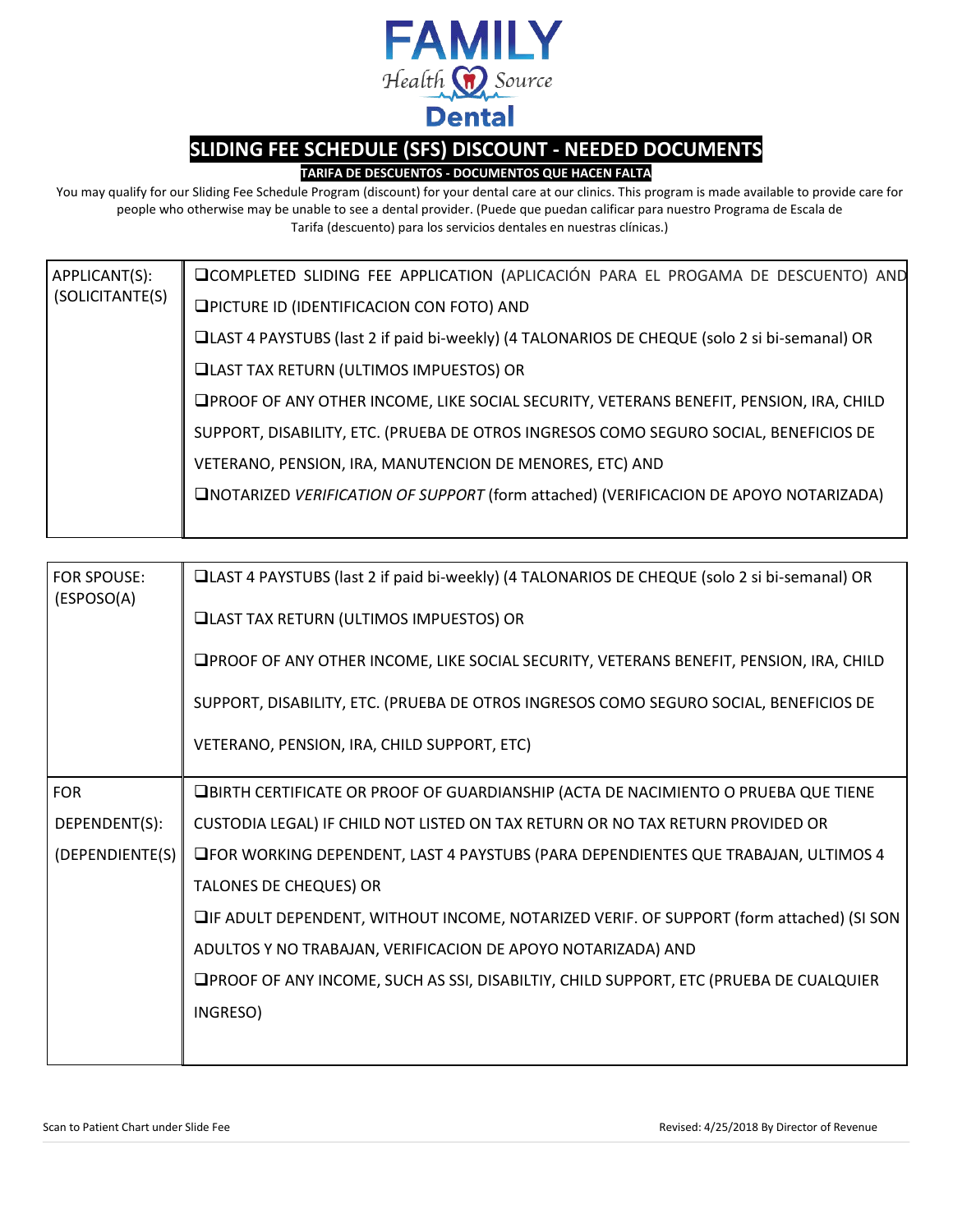# FAMILY Health Source Dental

## SLIDING FEE SCHEDULE (SFS) DISCOUNT - NEEDED DOCUMENTS

**TARIFA DE DESCUENTOS - DOCUMENTOS QUE HACEN FALTA**

You may qualify for our Sliding Fee Schedule Program (discount) for your dental care at our clinics. This program is made available to provide care for people who otherwise may be unable to see a dental provider. (Puede que puedan calificar para nuestro Programa de Escala de Tarifa (descuento) para los servicios dentales en nuestras clínicas.)

| | |
|---|---|
| APPLICANT(S): (SOLICITANTE(S) | ❑COMPLETED SLIDING FEE APPLICATION (APLICACIÓN PARA EL PROGAMA DE DESCUENTO) AND<br>❑PICTURE ID (IDENTIFICACION CON FOTO) AND<br>❑LAST 4 PAYSTUBS (last 2 if paid bi-weekly) (4 TALONARIOS DE CHEQUE (solo 2 si bi-semanal) OR<br>❑LAST TAX RETURN (ULTIMOS IMPUESTOS) OR<br>❑PROOF OF ANY OTHER INCOME, LIKE SOCIAL SECURITY, VETERANS BENEFIT, PENSION, IRA, CHILD SUPPORT, DISABILITY, ETC. (PRUEBA DE OTROS INGRESOS COMO SEGURO SOCIAL, BENEFICIOS DE VETERANO, PENSION, IRA, MANUTENCION DE MENORES, ETC) AND<br>❑NOTARIZED *VERIFICATION OF SUPPORT* (form attached) (VERIFICACION DE APOYO NOTARIZADA) |

| | |
|---|---|
| FOR SPOUSE: (ESPOSO(A) | ❑LAST 4 PAYSTUBS (last 2 if paid bi-weekly) (4 TALONARIOS DE CHEQUE (solo 2 si bi-semanal) OR<br>❑LAST TAX RETURN (ULTIMOS IMPUESTOS) OR<br>❑PROOF OF ANY OTHER INCOME, LIKE SOCIAL SECURITY, VETERANS BENEFIT, PENSION, IRA, CHILD SUPPORT, DISABILITY, ETC. (PRUEBA DE OTROS INGRESOS COMO SEGURO SOCIAL, BENEFICIOS DE VETERANO, PENSION, IRA, CHILD SUPPORT, ETC) |
| FOR DEPENDENT(S): (DEPENDIENTE(S) | ❑BIRTH CERTIFICATE OR PROOF OF GUARDIANSHIP (ACTA DE NACIMIENTO O PRUEBA QUE TIENE CUSTODIA LEGAL) IF CHILD NOT LISTED ON TAX RETURN OR NO TAX RETURN PROVIDED OR<br>❑FOR WORKING DEPENDENT, LAST 4 PAYSTUBS (PARA DEPENDIENTES QUE TRABAJAN, ULTIMOS 4 TALONES DE CHEQUES) OR<br>❑IF ADULT DEPENDENT, WITHOUT INCOME, NOTARIZED VERIF. OF SUPPORT (form attached) (SI SON ADULTOS Y NO TRABAJAN, VERIFICACION DE APOYO NOTARIZADA) AND<br>❑PROOF OF ANY INCOME, SUCH AS SSI, DISABILTIY, CHILD SUPPORT, ETC (PRUEBA DE CUALQUIER INGRESO) |

Scan to Patient Chart under Slide Fee

Revised: 4/25/2018 By Director of Revenue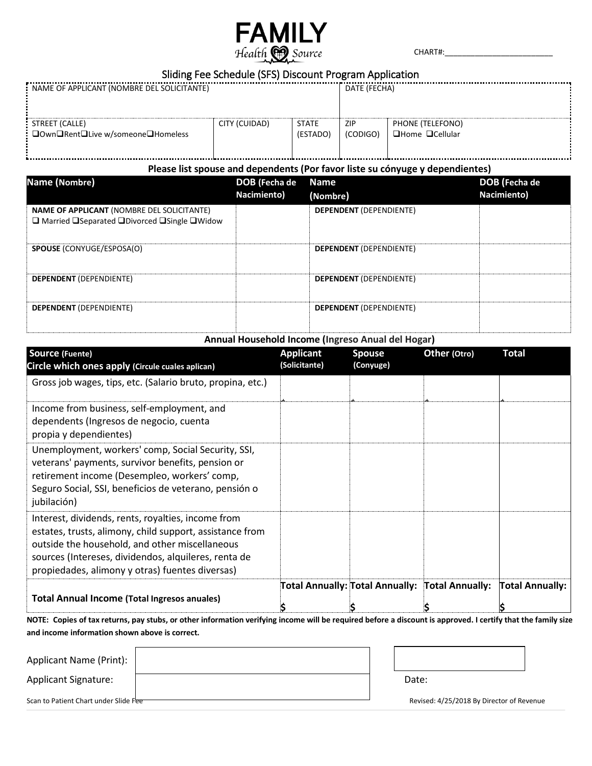# FAMILY
Health Source

CHART#:_________________________

## Sliding Fee Schedule (SFS) Discount Program Application

| NAME OF APPLICANT (NOMBRE DEL SOLICITANTE) | | | DATE (FECHA) | |
|---|---|---|---|---|
| STREET (CALLE)<br>❑Own❑Rent❑Live w/someone❑Homeless | CITY (CUIDAD) | STATE (ESTADO) | ZIP (CODIGO) | PHONE (TELEFONO)<br>❑Home ❑Cellular |

**Please list spouse and dependents (Por favor liste su cónyuge y dependientes)**

| Name (Nombre) | DOB (Fecha de Nacimiento) | Name (Nombre) | DOB (Fecha de Nacimiento) |
|---|---|---|---|
| **NAME OF APPLICANT** (NOMBRE DEL SOLICITANTE)<br>❑ Married ❑Separated ❑Divorced ❑Single ❑Widow | | **DEPENDENT** (DEPENDIENTE) | |
| **SPOUSE** (CONYUGE/ESPOSA(O) | | **DEPENDENT** (DEPENDIENTE) | |
| **DEPENDENT** (DEPENDIENTE) | | **DEPENDENT** (DEPENDIENTE) | |
| **DEPENDENT** (DEPENDIENTE) | | **DEPENDENT** (DEPENDIENTE) | |

**Annual Household Income (Ingreso Anual del Hogar)**

| Source (Fuente)<br>Circle which ones apply (Circule cuales aplican) | Applicant (Solicitante) | Spouse (Conyuge) | Other (Otro) | Total |
|---|---|---|---|---|
| Gross job wages, tips, etc. (Salario bruto, propina, etc.) | | | | |
| Income from business, self-employment, and dependents (Ingresos de negocio, cuenta propia y dependientes) | | | | |
| Unemployment, workers' comp, Social Security, SSI, veterans' payments, survivor benefits, pension or retirement income (Desempleo, workers' comp, Seguro Social, SSI, beneficios de veterano, pensión o jubilación) | | | | |
| Interest, dividends, rents, royalties, income from estates, trusts, alimony, child support, assistance from outside the household, and other miscellaneous sources (Intereses, dividendos, alquileres, renta de propiedades, alimony y otras) fuentes diversas) | | | | |
| **Total Annual Income** (Total Ingresos anuales) | **Total Annually:**<br>$ | **Total Annually:**<br>$ | **Total Annually:**<br>$ | **Total Annually:**<br>$ |

**NOTE: Copies of tax returns, pay stubs, or other information verifying income will be required before a discount is approved. I certify that the family size and income information shown above is correct.**

Applicant Name (Print): ____________________

Applicant Signature: ____________________ Date: ____________________

Scan to Patient Chart under Slide Fee

Revised: 4/25/2018 By Director of Revenue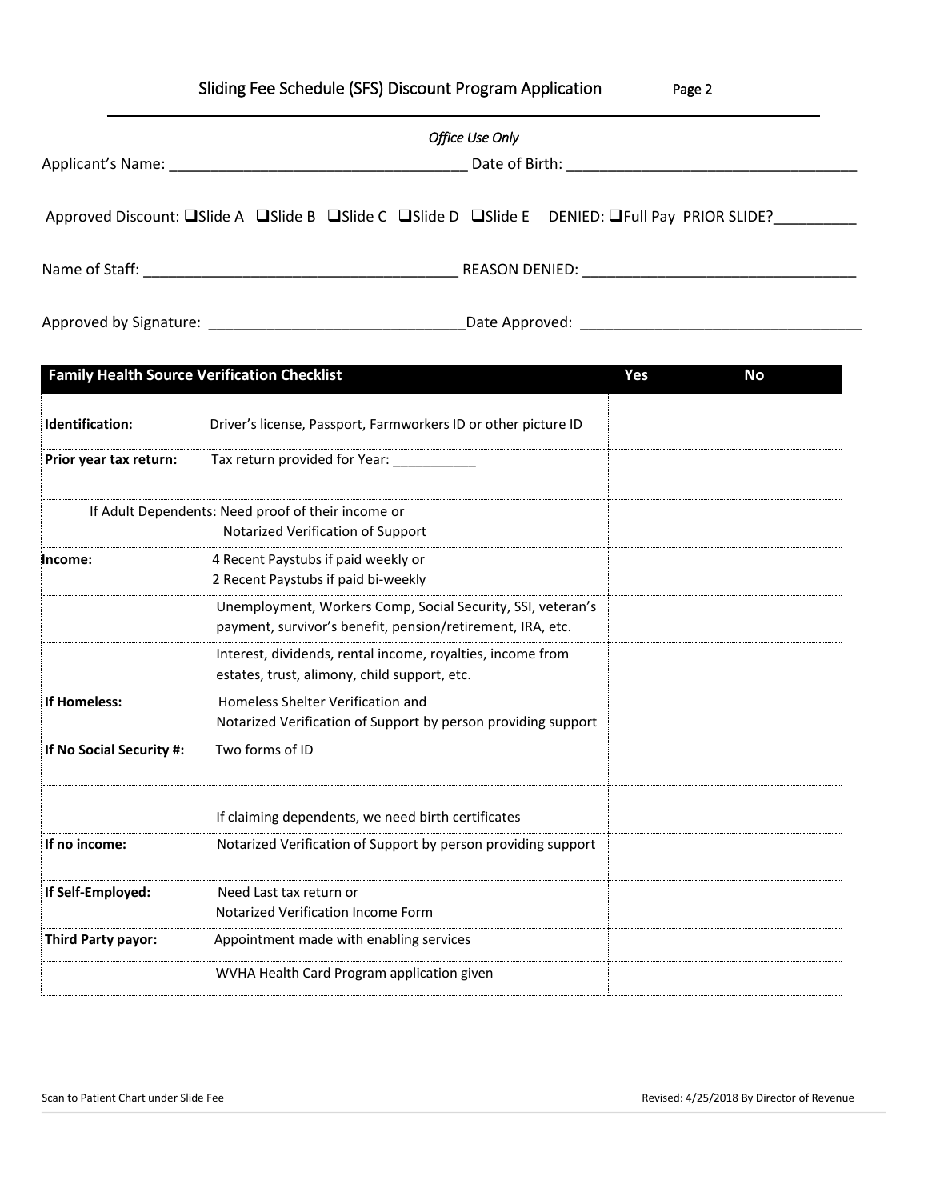# Sliding Fee Schedule (SFS) Discount Program Application

*Office Use Only*

Applicant's Name: ___________________________________ Date of Birth: ___________________________________

Approved Discount: ❑Slide A ❑Slide B ❑Slide C ❑Slide D ❑Slide E DENIED: ❑Full Pay PRIOR SLIDE?__________

Name of Staff: _____________________________________ REASON DENIED: ________________________________

Approved by Signature: ______________________________Date Approved: _________________________________

| Family Health Source Verification Checklist | | Yes | No |
|---|---|---|---|
| **Identification:** | Driver's license, Passport, Farmworkers ID or other picture ID | | |
| **Prior year tax return:** | Tax return provided for Year: ___________ | | |
| If Adult Dependents: Need proof of their income or | Notarized Verification of Support | | |
| **Income:** | 4 Recent Paystubs if paid weekly or 2 Recent Paystubs if paid bi-weekly | | |
| | Unemployment, Workers Comp, Social Security, SSI, veteran's payment, survivor's benefit, pension/retirement, IRA, etc. | | |
| | Interest, dividends, rental income, royalties, income from estates, trust, alimony, child support, etc. | | |
| **If Homeless:** | Homeless Shelter Verification and Notarized Verification of Support by person providing support | | |
| **If No Social Security #:** | Two forms of ID | | |
| | If claiming dependents, we need birth certificates | | |
| **If no income:** | Notarized Verification of Support by person providing support | | |
| **If Self-Employed:** | Need Last tax return or Notarized Verification Income Form | | |
| **Third Party payor:** | Appointment made with enabling services | | |
| | WVHA Health Card Program application given | | |

Scan to Patient Chart under Slide Fee

Revised: 4/25/2018 By Director of Revenue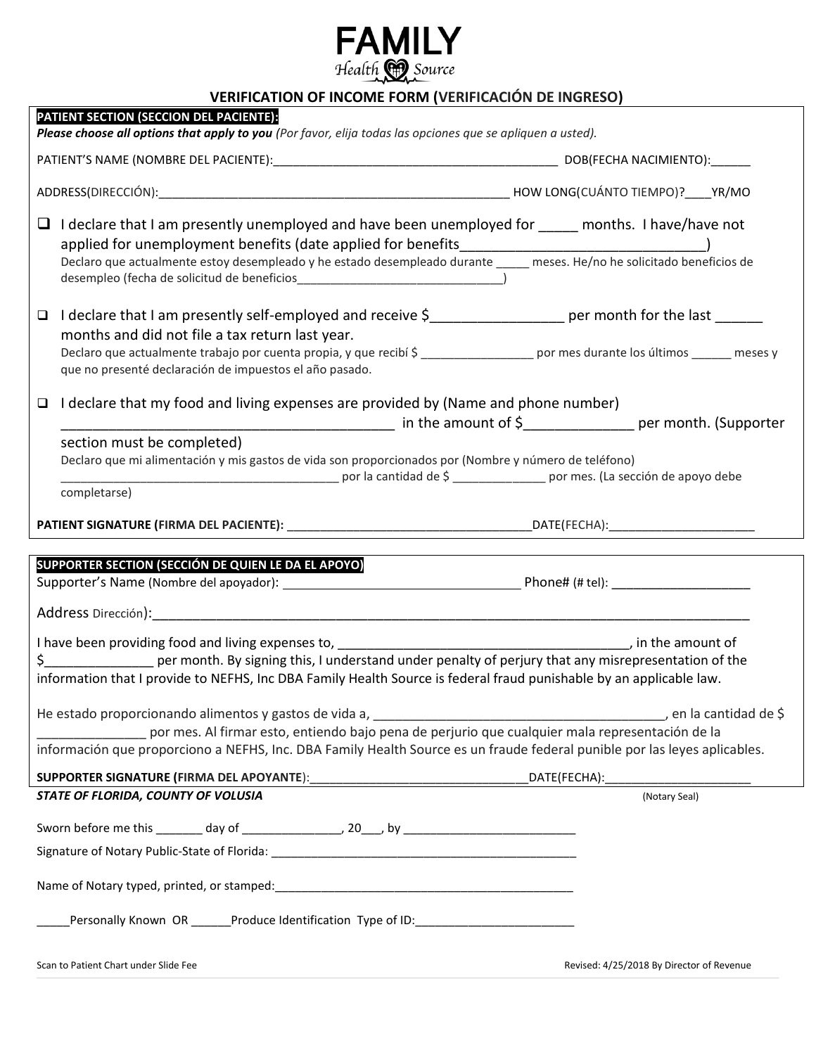# FAMILY

*Health Source*

## VERIFICATION OF INCOME FORM (VERIFICACIÓN DE INGRESO)

**PATIENT SECTION (SECCION DEL PACIENTE):**

***Please choose all options that apply to you*** *(Por favor, elija todas las opciones que se apliquen a usted).*

PATIENT'S NAME (NOMBRE DEL PACIENTE):__________________________________________ DOB(FECHA NACIMIENTO):______

ADDRESS(DIRECCIÓN):____________________________________________________ HOW LONG(CUÁNTO TIEMPO)?____YR/MO

- ❑ I declare that I am presently unemployed and have been unemployed for _____ months. I have/have not applied for unemployment benefits (date applied for benefits_______________________________)
  Declaro que actualmente estoy desempleado y he estado desempleado durante _____ meses. He/no he solicitado beneficios de desempleo (fecha de solicitud de beneficios_______________________________)

- ❑ I declare that I am presently self-employed and receive $_________________ per month for the last ______ months and did not file a tax return last year.
  Declaro que actualmente trabajo por cuenta propia, y que recibí $ _________________ por mes durante los últimos ______ meses y que no presenté declaración de impuestos el año pasado.

- ❑ I declare that my food and living expenses are provided by (Name and phone number) ___________________________________________ in the amount of $______________ per month. (Supporter section must be completed)
  Declaro que mi alimentación y mis gastos de vida son proporcionados por (Nombre y número de teléfono) _________________________________________ por la cantidad de $ ______________ por mes. (La sección de apoyo debe completarse)

**PATIENT SIGNATURE (FIRMA DEL PACIENTE):** ____________________________________DATE(FECHA):_____________________

**SUPPORTER SECTION (SECCIÓN DE QUIEN LE DA EL APOYO)**

Supporter's Name (Nombre del apoyador): ___________________________________ Phone# (# tel): ___________________

Address Dirección):______________________________________________________________________________

I have been providing food and living expenses to, _______________________________________, in the amount of $_______________ per month. By signing this, I understand under penalty of perjury that any misrepresentation of the information that I provide to NEFHS, Inc DBA Family Health Source is federal fraud punishable by an applicable law.

He estado proporcionando alimentos y gastos de vida a, _________________________________________, en la cantidad de $ _______________ por mes. Al firmar esto, entiendo bajo pena de perjurio que cualquier mala representación de la información que proporciono a NEFHS, Inc. DBA Family Health Source es un fraude federal punible por las leyes aplicables.

**SUPPORTER SIGNATURE (FIRMA DEL APOYANTE**):_______________________________DATE(FECHA):_____________________

***STATE OF FLORIDA, COUNTY OF VOLUSIA*** (Notary Seal)

Sworn before me this _______ day of _______________, 20___, by __________________________

Signature of Notary Public-State of Florida: _______________________________________________

Name of Notary typed, printed, or stamped:_______________________________________________

_____Personally Known OR ______Produce Identification Type of ID:________________________

Scan to Patient Chart under Slide Fee

Revised: 4/25/2018 By Director of Revenue